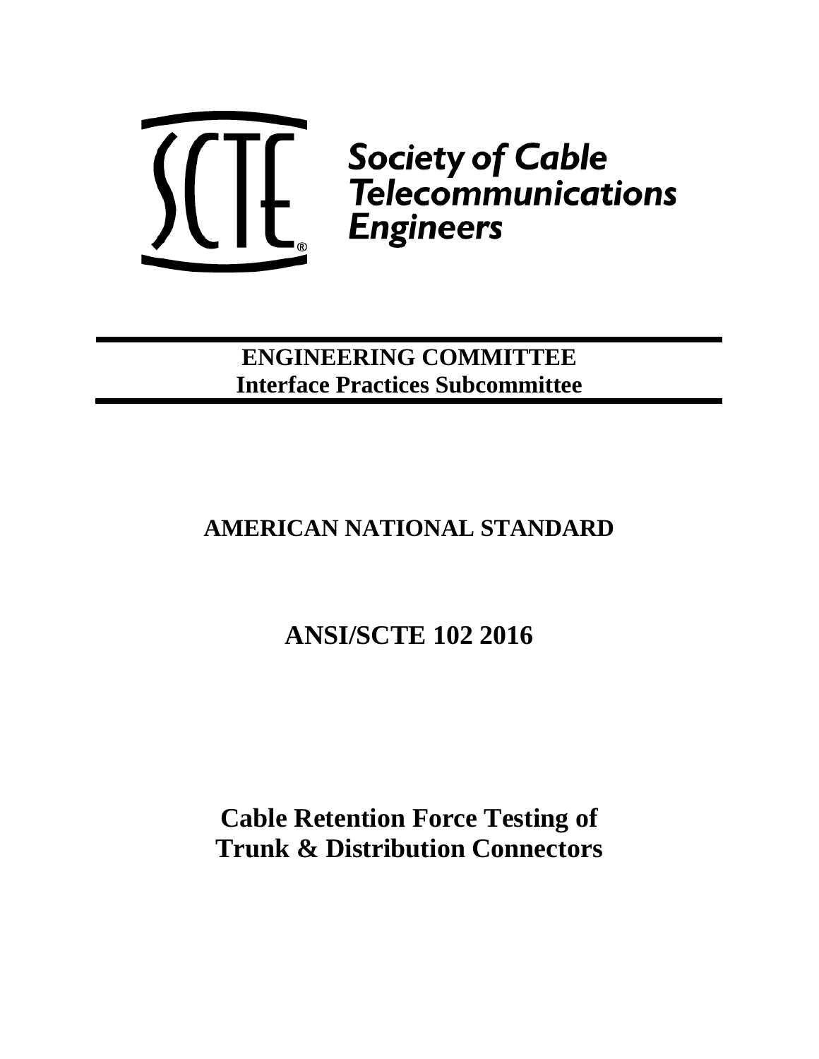Society of Cable Telecommunications Engineers

**ENGINEERING COMMITTEE**
**Interface Practices Subcommittee**

# AMERICAN NATIONAL STANDARD

# ANSI/SCTE 102 2016

# Cable Retention Force Testing of Trunk & Distribution Connectors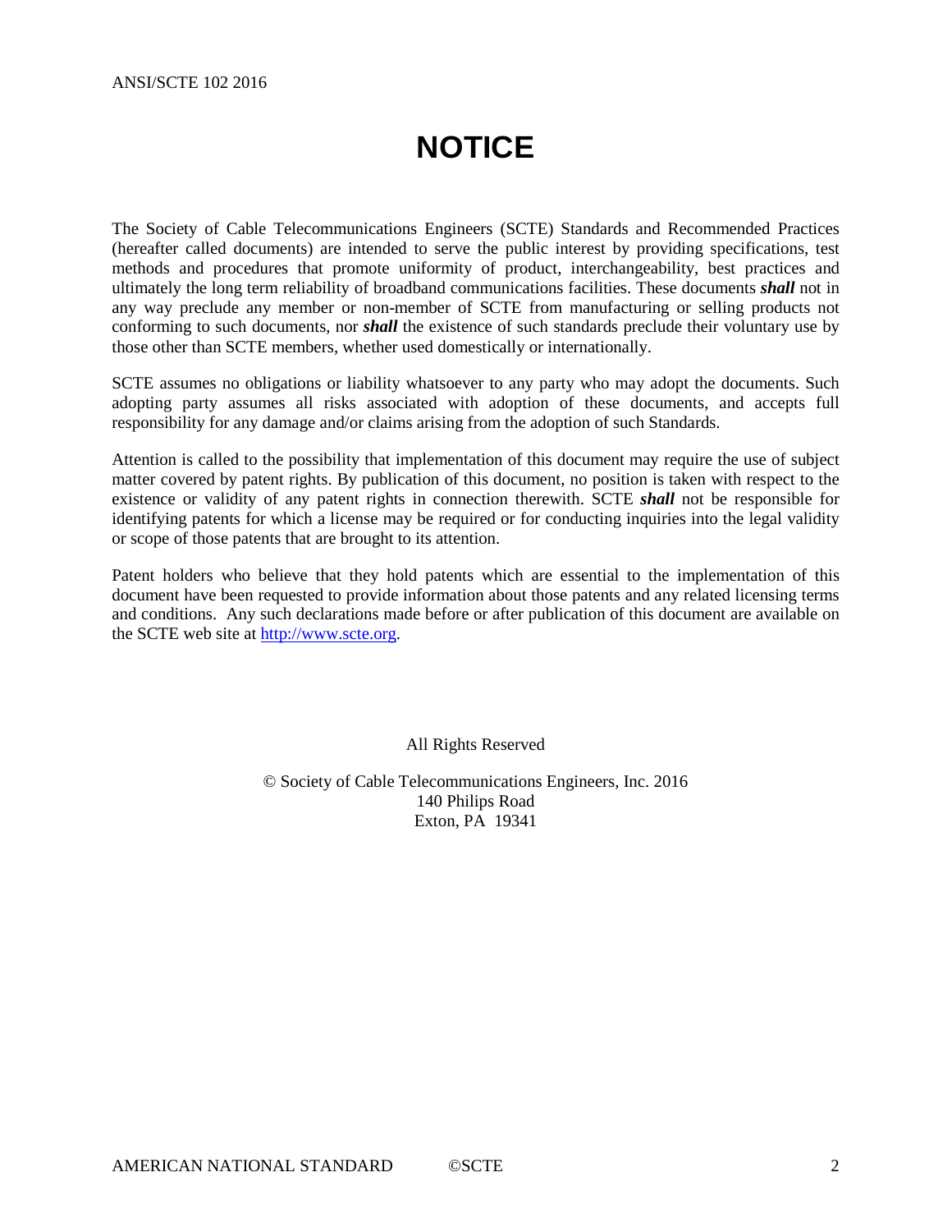# NOTICE

The Society of Cable Telecommunications Engineers (SCTE) Standards and Recommended Practices (hereafter called documents) are intended to serve the public interest by providing specifications, test methods and procedures that promote uniformity of product, interchangeability, best practices and ultimately the long term reliability of broadband communications facilities. These documents ***shall*** not in any way preclude any member or non-member of SCTE from manufacturing or selling products not conforming to such documents, nor ***shall*** the existence of such standards preclude their voluntary use by those other than SCTE members, whether used domestically or internationally.

SCTE assumes no obligations or liability whatsoever to any party who may adopt the documents. Such adopting party assumes all risks associated with adoption of these documents, and accepts full responsibility for any damage and/or claims arising from the adoption of such Standards.

Attention is called to the possibility that implementation of this document may require the use of subject matter covered by patent rights. By publication of this document, no position is taken with respect to the existence or validity of any patent rights in connection therewith. SCTE ***shall*** not be responsible for identifying patents for which a license may be required or for conducting inquiries into the legal validity or scope of those patents that are brought to its attention.

Patent holders who believe that they hold patents which are essential to the implementation of this document have been requested to provide information about those patents and any related licensing terms and conditions. Any such declarations made before or after publication of this document are available on the SCTE web site at [http://www.scte.org](http://www.scte.org).

All Rights Reserved

© Society of Cable Telecommunications Engineers, Inc. 2016
140 Philips Road
Exton, PA 19341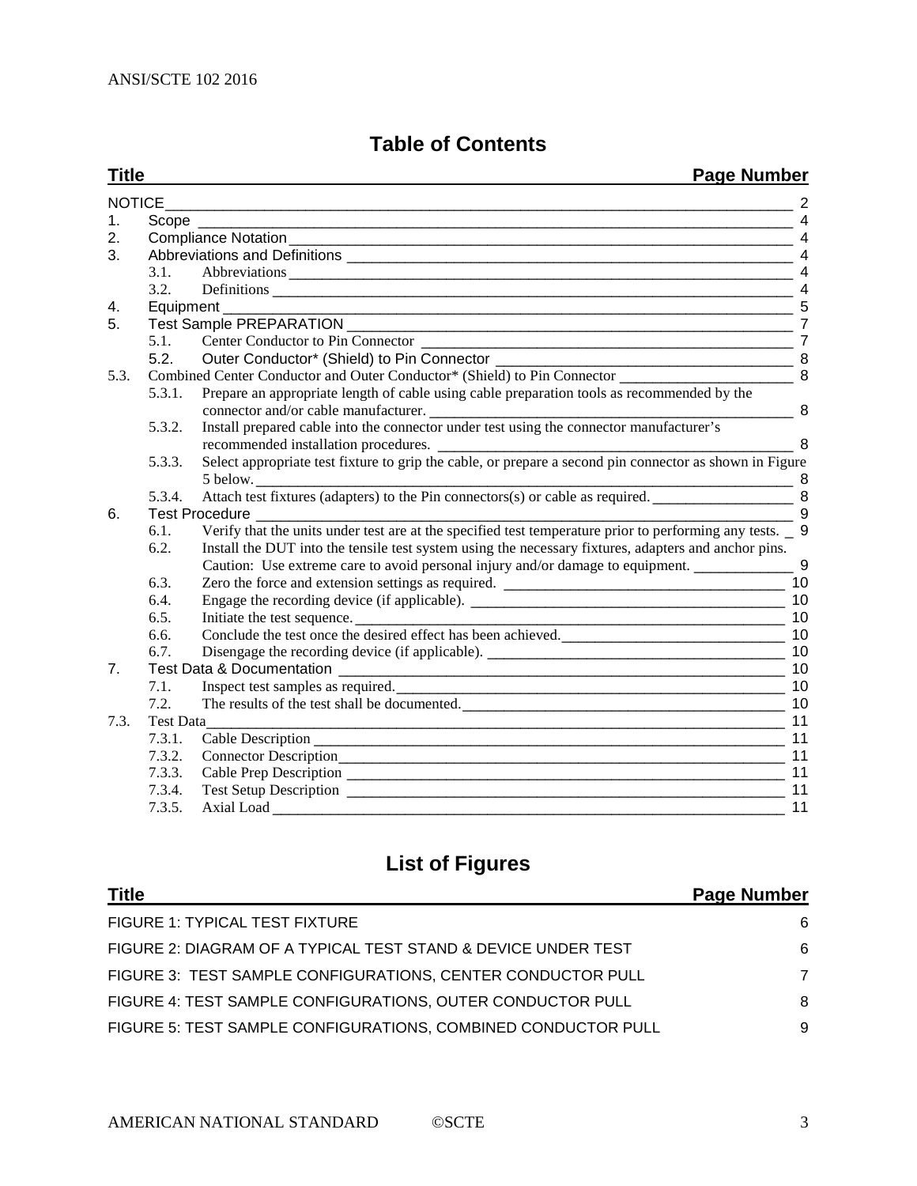## Table of Contents

| Title | | Page Number |
|---|---|---|
| NOTICE | | 2 |
| 1. | Scope | 4 |
| 2. | Compliance Notation | 4 |
| 3. | Abbreviations and Definitions | 4 |
| | 3.1. Abbreviations | 4 |
| | 3.2. Definitions | 4 |
| 4. | Equipment | 5 |
| 5. | Test Sample PREPARATION | 7 |
| | 5.1. Center Conductor to Pin Connector | 7 |
| | 5.2. Outer Conductor* (Shield) to Pin Connector | 8 |
| 5.3. | Combined Center Conductor and Outer Conductor* (Shield) to Pin Connector | 8 |
| | 5.3.1. Prepare an appropriate length of cable using cable preparation tools as recommended by the connector and/or cable manufacturer. | 8 |
| | 5.3.2. Install prepared cable into the connector under test using the connector manufacturer's recommended installation procedures. | 8 |
| | 5.3.3. Select appropriate test fixture to grip the cable, or prepare a second pin connector as shown in Figure 5 below. | 8 |
| | 5.3.4. Attach test fixtures (adapters) to the Pin connectors(s) or cable as required. | 8 |
| 6. | Test Procedure | 9 |
| | 6.1. Verify that the units under test are at the specified test temperature prior to performing any tests. | 9 |
| | 6.2. Install the DUT into the tensile test system using the necessary fixtures, adapters and anchor pins. Caution: Use extreme care to avoid personal injury and/or damage to equipment. | 9 |
| | 6.3. Zero the force and extension settings as required. | 10 |
| | 6.4. Engage the recording device (if applicable). | 10 |
| | 6.5. Initiate the test sequence. | 10 |
| | 6.6. Conclude the test once the desired effect has been achieved. | 10 |
| | 6.7. Disengage the recording device (if applicable). | 10 |
| 7. | Test Data & Documentation | 10 |
| | 7.1. Inspect test samples as required. | 10 |
| | 7.2. The results of the test shall be documented. | 10 |
| 7.3. | Test Data | 11 |
| | 7.3.1. Cable Description | 11 |
| | 7.3.2. Connector Description | 11 |
| | 7.3.3. Cable Prep Description | 11 |
| | 7.3.4. Test Setup Description | 11 |
| | 7.3.5. Axial Load | 11 |

## List of Figures

| Title | Page Number |
|---|---|
| FIGURE 1: TYPICAL TEST FIXTURE | 6 |
| FIGURE 2: DIAGRAM OF A TYPICAL TEST STAND & DEVICE UNDER TEST | 6 |
| FIGURE 3: TEST SAMPLE CONFIGURATIONS, CENTER CONDUCTOR PULL | 7 |
| FIGURE 4: TEST SAMPLE CONFIGURATIONS, OUTER CONDUCTOR PULL | 8 |
| FIGURE 5: TEST SAMPLE CONFIGURATIONS, COMBINED CONDUCTOR PULL | 9 |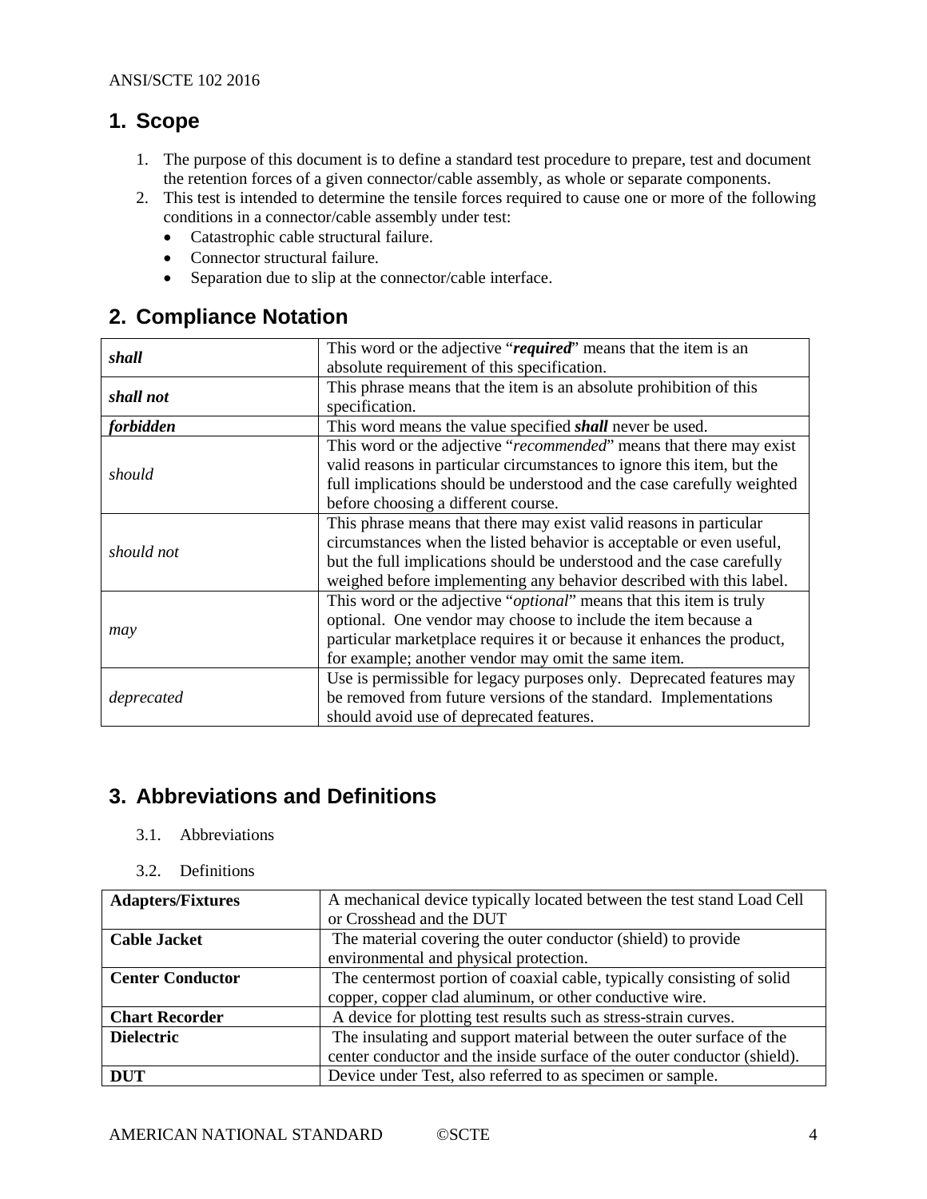## 1. Scope

1. The purpose of this document is to define a standard test procedure to prepare, test and document the retention forces of a given connector/cable assembly, as whole or separate components.
2. This test is intended to determine the tensile forces required to cause one or more of the following conditions in a connector/cable assembly under test:
   - Catastrophic cable structural failure.
   - Connector structural failure.
   - Separation due to slip at the connector/cable interface.

## 2. Compliance Notation

| | |
|---|---|
| ***shall*** | This word or the adjective "***required***" means that the item is an absolute requirement of this specification. |
| ***shall not*** | This phrase means that the item is an absolute prohibition of this specification. |
| ***forbidden*** | This word means the value specified ***shall*** never be used. |
| *should* | This word or the adjective "*recommended*" means that there may exist valid reasons in particular circumstances to ignore this item, but the full implications should be understood and the case carefully weighted before choosing a different course. |
| *should not* | This phrase means that there may exist valid reasons in particular circumstances when the listed behavior is acceptable or even useful, but the full implications should be understood and the case carefully weighed before implementing any behavior described with this label. |
| *may* | This word or the adjective "*optional*" means that this item is truly optional. One vendor may choose to include the item because a particular marketplace requires it or because it enhances the product, for example; another vendor may omit the same item. |
| *deprecated* | Use is permissible for legacy purposes only. Deprecated features may be removed from future versions of the standard. Implementations should avoid use of deprecated features. |

## 3. Abbreviations and Definitions

### 3.1. Abbreviations

### 3.2. Definitions

| | |
|---|---|
| **Adapters/Fixtures** | A mechanical device typically located between the test stand Load Cell or Crosshead and the DUT |
| **Cable Jacket** | The material covering the outer conductor (shield) to provide environmental and physical protection. |
| **Center Conductor** | The centermost portion of coaxial cable, typically consisting of solid copper, copper clad aluminum, or other conductive wire. |
| **Chart Recorder** | A device for plotting test results such as stress-strain curves. |
| **Dielectric** | The insulating and support material between the outer surface of the center conductor and the inside surface of the outer conductor (shield). |
| **DUT** | Device under Test, also referred to as specimen or sample. |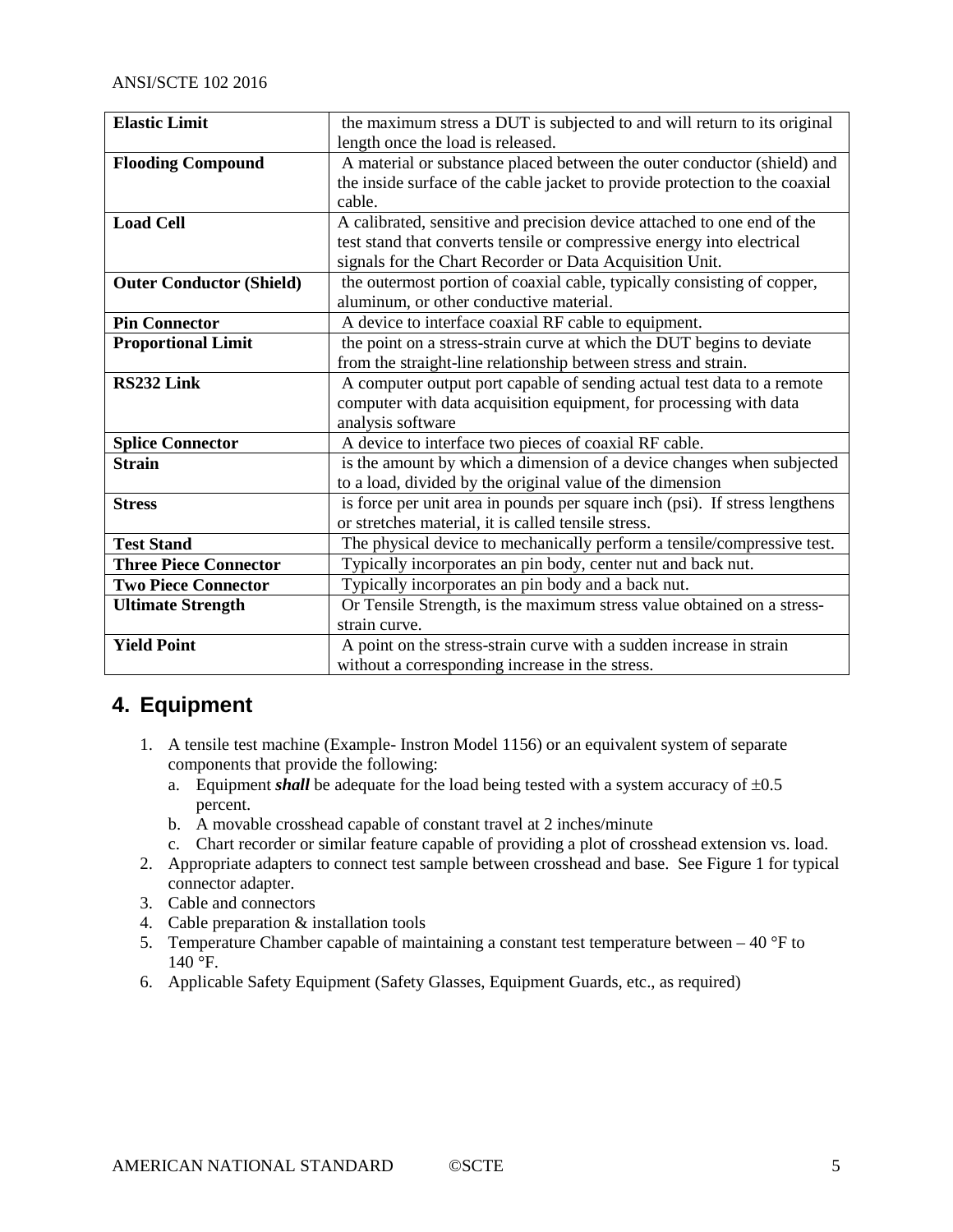| | |
|---|---|
| **Elastic Limit** | the maximum stress a DUT is subjected to and will return to its original length once the load is released. |
| **Flooding Compound** | A material or substance placed between the outer conductor (shield) and the inside surface of the cable jacket to provide protection to the coaxial cable. |
| **Load Cell** | A calibrated, sensitive and precision device attached to one end of the test stand that converts tensile or compressive energy into electrical signals for the Chart Recorder or Data Acquisition Unit. |
| **Outer Conductor (Shield)** | the outermost portion of coaxial cable, typically consisting of copper, aluminum, or other conductive material. |
| **Pin Connector** | A device to interface coaxial RF cable to equipment. |
| **Proportional Limit** | the point on a stress-strain curve at which the DUT begins to deviate from the straight-line relationship between stress and strain. |
| **RS232 Link** | A computer output port capable of sending actual test data to a remote computer with data acquisition equipment, for processing with data analysis software |
| **Splice Connector** | A device to interface two pieces of coaxial RF cable. |
| **Strain** | is the amount by which a dimension of a device changes when subjected to a load, divided by the original value of the dimension |
| **Stress** | is force per unit area in pounds per square inch (psi). If stress lengthens or stretches material, it is called tensile stress. |
| **Test Stand** | The physical device to mechanically perform a tensile/compressive test. |
| **Three Piece Connector** | Typically incorporates an pin body, center nut and back nut. |
| **Two Piece Connector** | Typically incorporates an pin body and a back nut. |
| **Ultimate Strength** | Or Tensile Strength, is the maximum stress value obtained on a stress-strain curve. |
| **Yield Point** | A point on the stress-strain curve with a sudden increase in strain without a corresponding increase in the stress. |

## 4. Equipment

1. A tensile test machine (Example- Instron Model 1156) or an equivalent system of separate components that provide the following:
   a. Equipment ***shall*** be adequate for the load being tested with a system accuracy of ±0.5 percent.
   b. A movable crosshead capable of constant travel at 2 inches/minute
   c. Chart recorder or similar feature capable of providing a plot of crosshead extension vs. load.
2. Appropriate adapters to connect test sample between crosshead and base. See Figure 1 for typical connector adapter.
3. Cable and connectors
4. Cable preparation & installation tools
5. Temperature Chamber capable of maintaining a constant test temperature between – 40 °F to 140 °F.
6. Applicable Safety Equipment (Safety Glasses, Equipment Guards, etc., as required)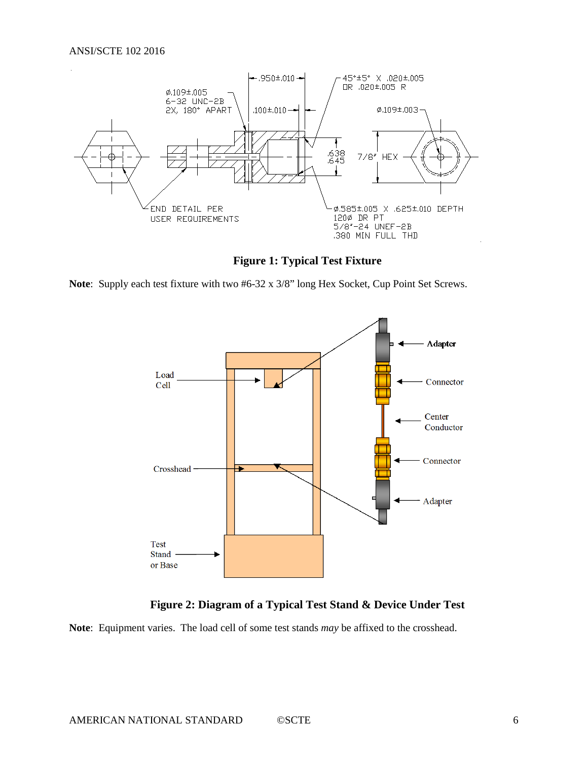**Figure 1: Typical Test Fixture**

**Note**: Supply each test fixture with two #6-32 x 3/8" long Hex Socket, Cup Point Set Screws.

**Figure 2: Diagram of a Typical Test Stand & Device Under Test**

**Note**: Equipment varies. The load cell of some test stands *may* be affixed to the crosshead.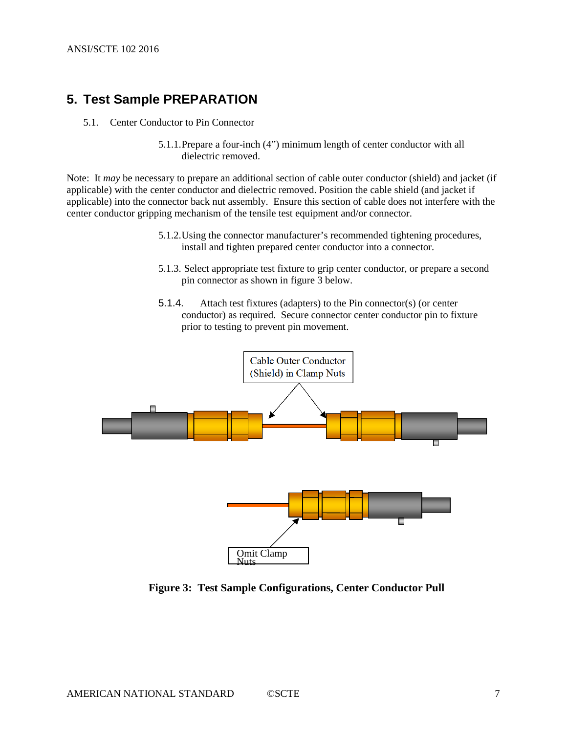# 5. Test Sample PREPARATION

5.1. Center Conductor to Pin Connector

5.1.1. Prepare a four-inch (4”) minimum length of center conductor with all dielectric removed.

Note: It *may* be necessary to prepare an additional section of cable outer conductor (shield) and jacket (if applicable) with the center conductor and dielectric removed. Position the cable shield (and jacket if applicable) into the connector back nut assembly. Ensure this section of cable does not interfere with the center conductor gripping mechanism of the tensile test equipment and/or connector.

5.1.2. Using the connector manufacturer’s recommended tightening procedures, install and tighten prepared center conductor into a connector.

5.1.3. Select appropriate test fixture to grip center conductor, or prepare a second pin connector as shown in figure 3 below.

5.1.4. Attach test fixtures (adapters) to the Pin connector(s) (or center conductor) as required. Secure connector center conductor pin to fixture prior to testing to prevent pin movement.

Cable Outer Conductor (Shield) in Clamp Nuts

Omit Clamp Nuts

**Figure 3: Test Sample Configurations, Center Conductor Pull**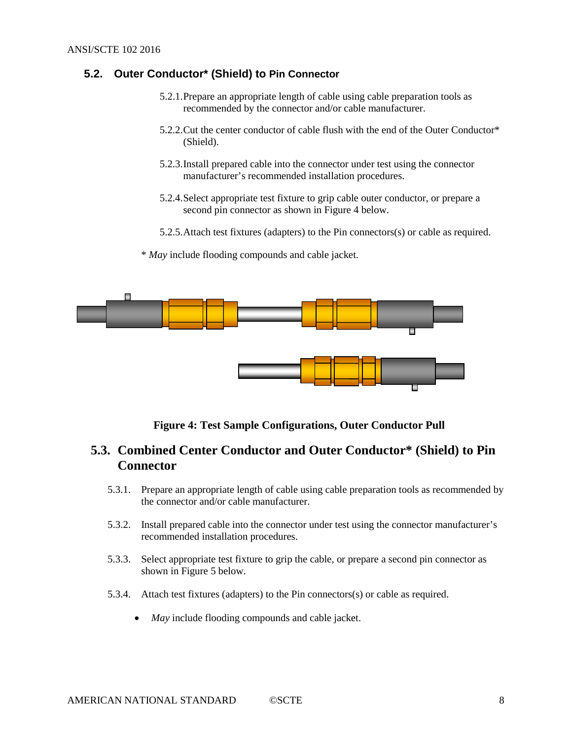## 5.2. Outer Conductor* (Shield) to Pin Connector

5.2.1. Prepare an appropriate length of cable using cable preparation tools as recommended by the connector and/or cable manufacturer.

5.2.2. Cut the center conductor of cable flush with the end of the Outer Conductor* (Shield).

5.2.3. Install prepared cable into the connector under test using the connector manufacturer's recommended installation procedures.

5.2.4. Select appropriate test fixture to grip cable outer conductor, or prepare a second pin connector as shown in Figure 4 below.

5.2.5. Attach test fixtures (adapters) to the Pin connectors(s) or cable as required.

\* *May* include flooding compounds and cable jacket.

**Figure 4: Test Sample Configurations, Outer Conductor Pull**

## 5.3. Combined Center Conductor and Outer Conductor* (Shield) to Pin Connector

5.3.1. Prepare an appropriate length of cable using cable preparation tools as recommended by the connector and/or cable manufacturer.

5.3.2. Install prepared cable into the connector under test using the connector manufacturer's recommended installation procedures.

5.3.3. Select appropriate test fixture to grip the cable, or prepare a second pin connector as shown in Figure 5 below.

5.3.4. Attach test fixtures (adapters) to the Pin connectors(s) or cable as required.

- *May* include flooding compounds and cable jacket.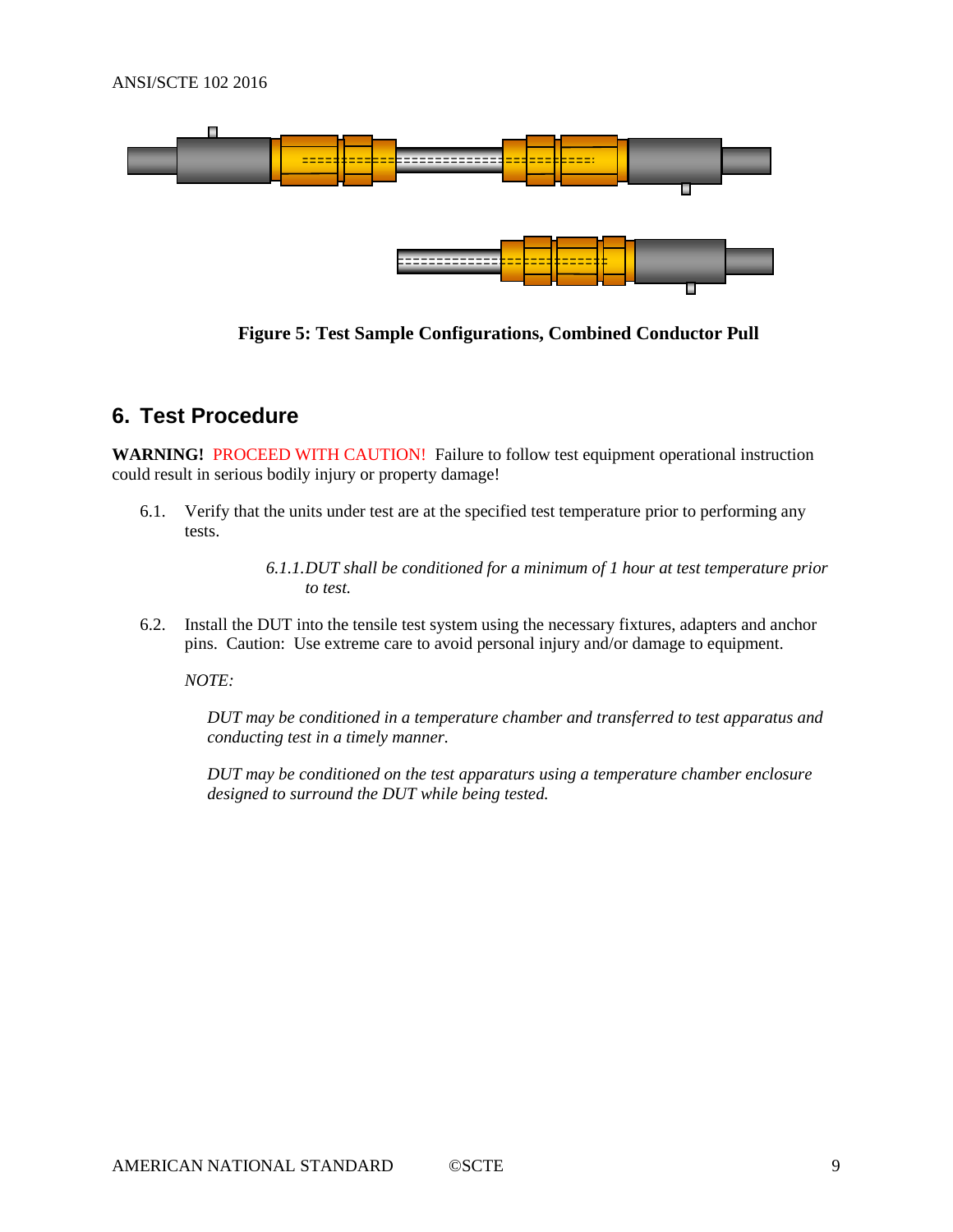**Figure 5: Test Sample Configurations, Combined Conductor Pull**

## 6. Test Procedure

**WARNING!** PROCEED WITH CAUTION! Failure to follow test equipment operational instruction could result in serious bodily injury or property damage!

6.1. Verify that the units under test are at the specified test temperature prior to performing any tests.

*6.1.1. DUT shall be conditioned for a minimum of 1 hour at test temperature prior to test.*

6.2. Install the DUT into the tensile test system using the necessary fixtures, adapters and anchor pins. Caution: Use extreme care to avoid personal injury and/or damage to equipment.

*NOTE:*

*DUT may be conditioned in a temperature chamber and transferred to test apparatus and conducting test in a timely manner.*

*DUT may be conditioned on the test apparatus using a temperature chamber enclosure designed to surround the DUT while being tested.*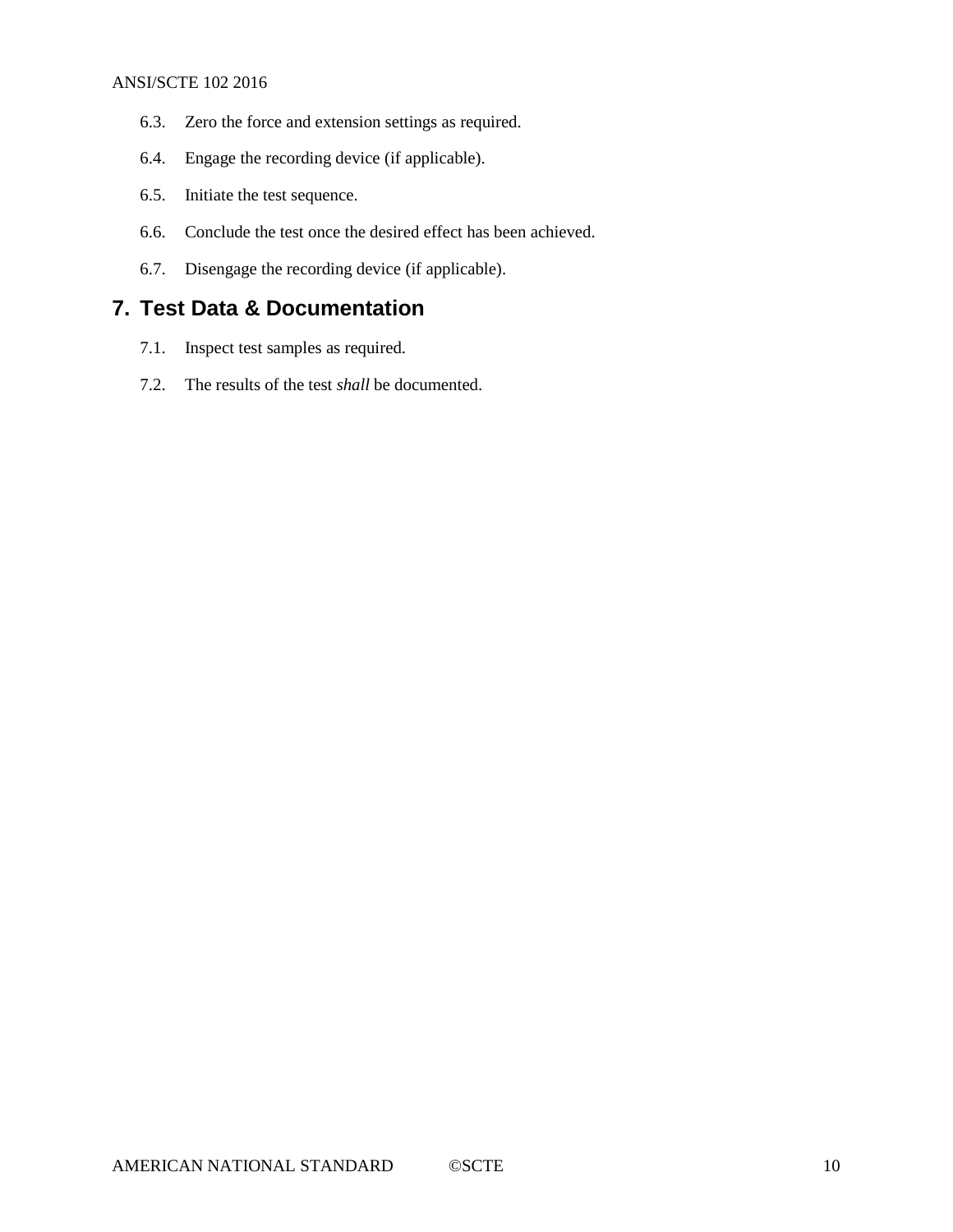6.3. Zero the force and extension settings as required.

6.4. Engage the recording device (if applicable).

6.5. Initiate the test sequence.

6.6. Conclude the test once the desired effect has been achieved.

6.7. Disengage the recording device (if applicable).

## 7. Test Data & Documentation

7.1. Inspect test samples as required.

7.2. The results of the test *shall* be documented.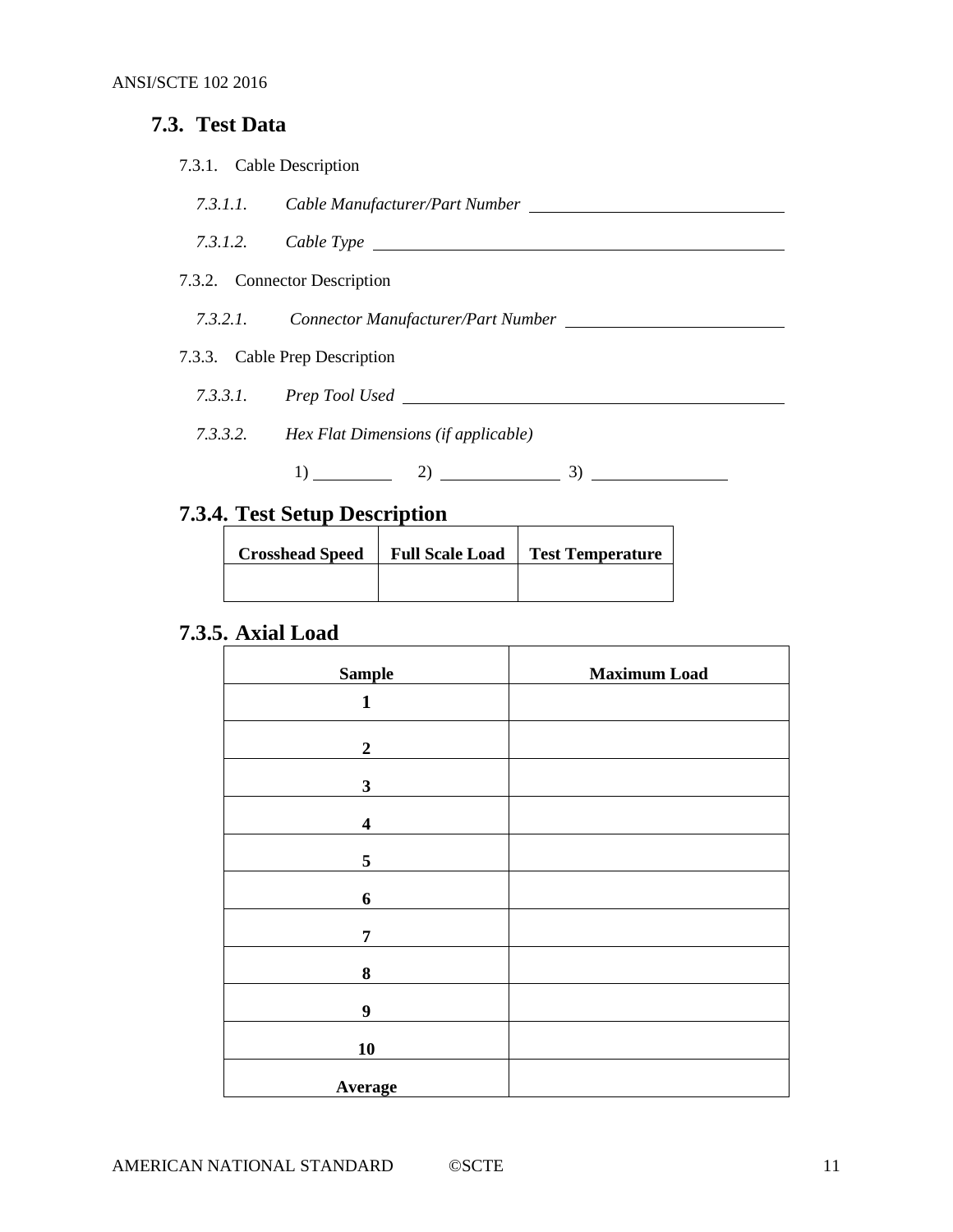## 7.3. Test Data

7.3.1. Cable Description

*7.3.1.1. Cable Manufacturer/Part Number* ______________________________

*7.3.1.2. Cable Type* ______________________________________________

7.3.2. Connector Description

*7.3.2.1. Connector Manufacturer/Part Number* _________________________

7.3.3. Cable Prep Description

*7.3.3.1. Prep Tool Used* __________________________________________

*7.3.3.2. Hex Flat Dimensions (if applicable)*

1) _________ 2) ______________ 3) ________________

### 7.3.4. Test Setup Description

| Crosshead Speed | Full Scale Load | Test Temperature |
|---|---|---|
| | | |

### 7.3.5. Axial Load

| Sample | Maximum Load |
|---|---|
| **1** | |
| **2** | |
| **3** | |
| **4** | |
| **5** | |
| **6** | |
| **7** | |
| **8** | |
| **9** | |
| **10** | |
| **Average** | |